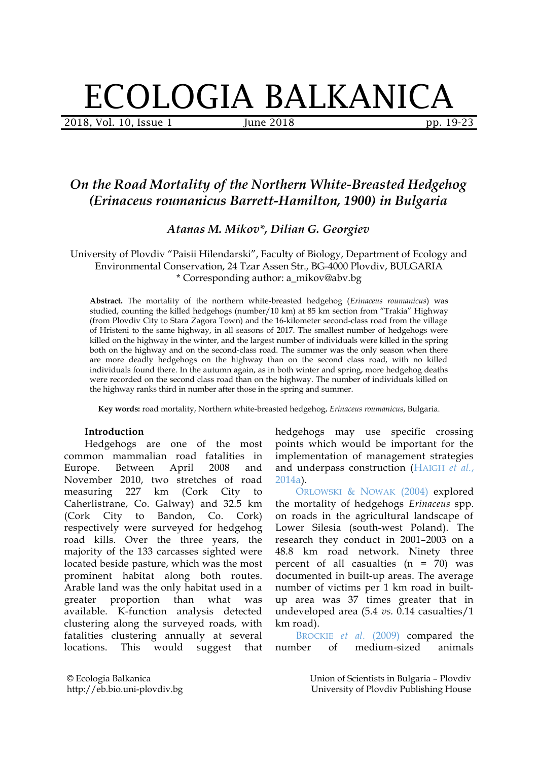# On the Road Mortality of the Northern White-Breasted Hedgehog (*Erinaceus roumanicus* Barrett-Hamilton, 1900) in Bulgaria

***Atanas M. Mikov\*, Dilian G. Georgiev***

University of Plovdiv "Paisii Hilendarski", Faculty of Biology, Department of Ecology and Environmental Conservation, 24 Tzar Assen Str., BG-4000 Plovdiv, BULGARIA
\* Corresponding author: a_mikov@abv.bg

**Abstract.** The mortality of the northern white-breasted hedgehog (*Erinaceus roumanicus*) was studied, counting the killed hedgehogs (number/10 km) at 85 km section from "Trakia" Highway (from Plovdiv City to Stara Zagora Town) and the 16-kilometer second-class road from the village of Hristeni to the same highway, in all seasons of 2017. The smallest number of hedgehogs were killed on the highway in the winter, and the largest number of individuals were killed in the spring both on the highway and on the second-class road. The summer was the only season when there are more deadly hedgehogs on the highway than on the second class road, with no killed individuals found there. In the autumn again, as in both winter and spring, more hedgehog deaths were recorded on the second class road than on the highway. The number of individuals killed on the highway ranks third in number after those in the spring and summer.

**Key words:** road mortality, Northern white-breasted hedgehog, *Erinaceus roumanicus*, Bulgaria.

## Introduction

Hedgehogs are one of the most common mammalian road fatalities in Europe. Between April 2008 and November 2010, two stretches of road measuring 227 km (Cork City to Caherlistrane, Co. Galway) and 32.5 km (Cork City to Bandon, Co. Cork) respectively were surveyed for hedgehog road kills. Over the three years, the majority of the 133 carcasses sighted were located beside pasture, which was the most prominent habitat along both routes. Arable land was the only habitat used in a greater proportion than what was available. K-function analysis detected clustering along the surveyed roads, with fatalities clustering annually at several locations. This would suggest that hedgehogs may use specific crossing points which would be important for the implementation of management strategies and underpass construction (Haigh *et al.*, 2014a).

Orlowski & Nowak (2004) explored the mortality of hedgehogs *Erinaceus* spp. on roads in the agricultural landscape of Lower Silesia (south-west Poland). The research they conduct in 2001–2003 on a 48.8 km road network. Ninety three percent of all casualties (n = 70) was documented in built-up areas. The average number of victims per 1 km road in built-up area was 37 times greater that in undeveloped area (5.4 *vs.* 0.14 casualties/1 km road).

Brockie *et al.* (2009) compared the number of medium-sized animals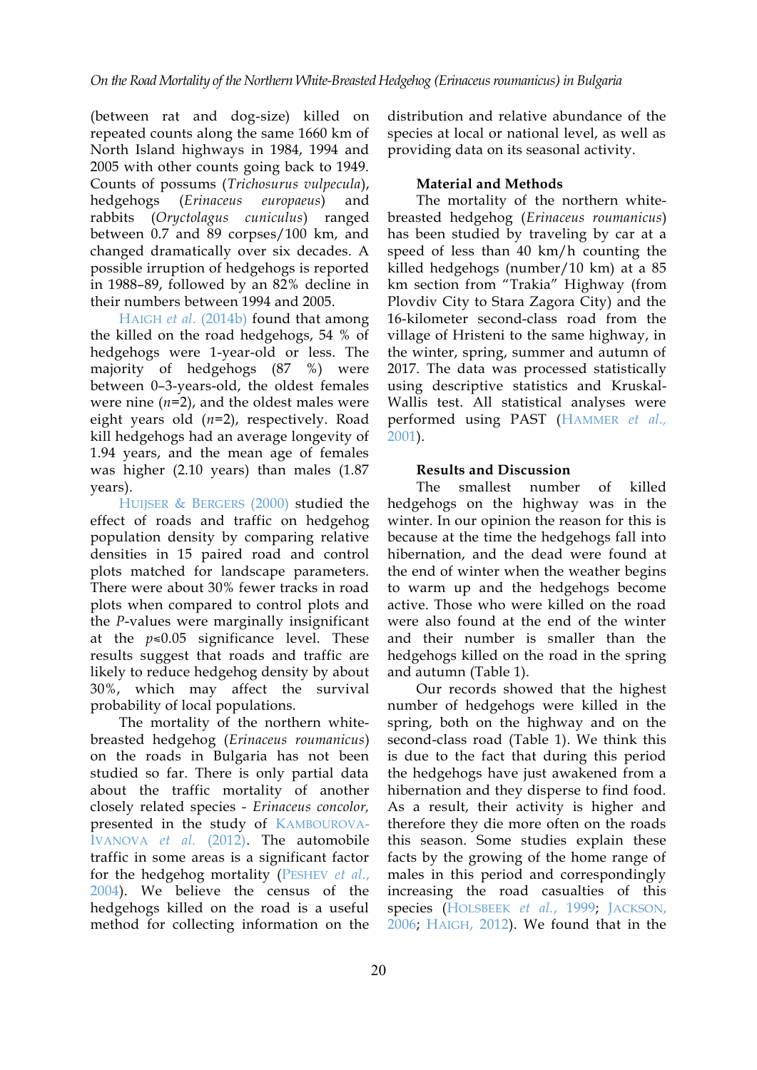(between rat and dog-size) killed on repeated counts along the same 1660 km of North Island highways in 1984, 1994 and 2005 with other counts going back to 1949. Counts of possums (*Trichosurus vulpecula*), hedgehogs (*Erinaceus europaeus*) and rabbits (*Oryctolagus cuniculus*) ranged between 0.7 and 89 corpses/100 km, and changed dramatically over six decades. A possible irruption of hedgehogs is reported in 1988–89, followed by an 82% decline in their numbers between 1994 and 2005.

HAIGH *et al.* (2014b) found that among the killed on the road hedgehogs, 54 % of hedgehogs were 1-year-old or less. The majority of hedgehogs (87 %) were between 0–3-years-old, the oldest females were nine ($n$=2), and the oldest males were eight years old ($n$=2), respectively. Road kill hedgehogs had an average longevity of 1.94 years, and the mean age of females was higher (2.10 years) than males (1.87 years).

HUIJSER & BERGERS (2000) studied the effect of roads and traffic on hedgehog population density by comparing relative densities in 15 paired road and control plots matched for landscape parameters. There were about 30% fewer tracks in road plots when compared to control plots and the *P*-values were marginally insignificant at the $p \leq 0.05$ significance level. These results suggest that roads and traffic are likely to reduce hedgehog density by about 30%, which may affect the survival probability of local populations.

The mortality of the northern white-breasted hedgehog (*Erinaceus roumanicus*) on the roads in Bulgaria has not been studied so far. There is only partial data about the traffic mortality of another closely related species - *Erinaceus concolor*, presented in the study of KAMBOUROVA-IVANOVA *et al.* (2012). The automobile traffic in some areas is a significant factor for the hedgehog mortality (PESHEV *et al.*, 2004). We believe the census of the hedgehogs killed on the road is a useful method for collecting information on the distribution and relative abundance of the species at local or national level, as well as providing data on its seasonal activity.

## Material and Methods

The mortality of the northern white-breasted hedgehog (*Erinaceus roumanicus*) has been studied by traveling by car at a speed of less than 40 km/h counting the killed hedgehogs (number/10 km) at a 85 km section from "Trakia" Highway (from Plovdiv City to Stara Zagora City) and the 16-kilometer second-class road from the village of Hristeni to the same highway, in the winter, spring, summer and autumn of 2017. The data was processed statistically using descriptive statistics and Kruskal-Wallis test. All statistical analyses were performed using PAST (HAMMER *et al.*, 2001).

## Results and Discussion

The smallest number of killed hedgehogs on the highway was in the winter. In our opinion the reason for this is because at the time the hedgehogs fall into hibernation, and the dead were found at the end of winter when the weather begins to warm up and the hedgehogs become active. Those who were killed on the road were also found at the end of the winter and their number is smaller than the hedgehogs killed on the road in the spring and autumn (Table 1).

Our records showed that the highest number of hedgehogs were killed in the spring, both on the highway and on the second-class road (Table 1). We think this is due to the fact that during this period the hedgehogs have just awakened from a hibernation and they disperse to find food. As a result, their activity is higher and therefore they die more often on the roads this season. Some studies explain these facts by the growing of the home range of males in this period and correspondingly increasing the road casualties of this species (HOLSBEEK *et al.*, 1999; JACKSON, 2006; HAIGH, 2012). We found that in the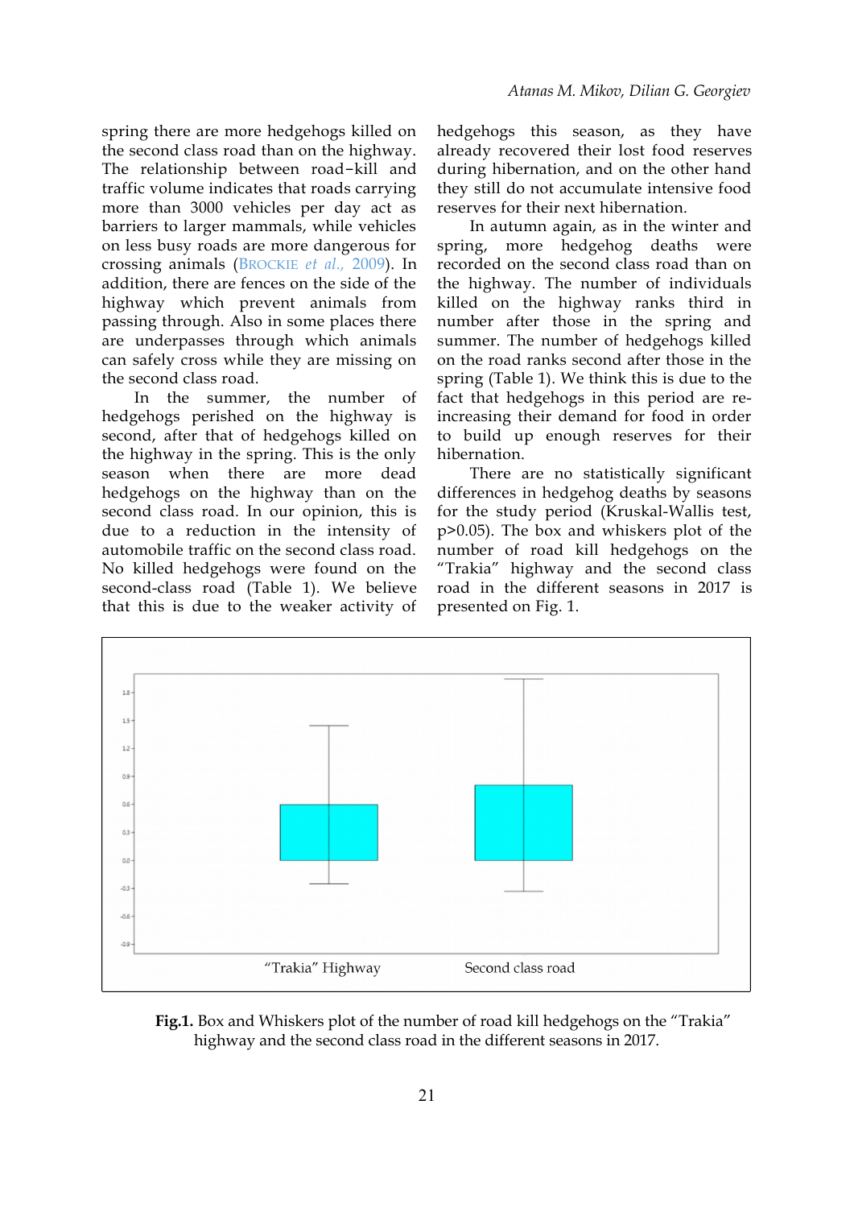spring there are more hedgehogs killed on the second class road than on the highway. The relationship between road–kill and traffic volume indicates that roads carrying more than 3000 vehicles per day act as barriers to larger mammals, while vehicles on less busy roads are more dangerous for crossing animals (BROCKIE *et al.*, 2009). In addition, there are fences on the side of the highway which prevent animals from passing through. Also in some places there are underpasses through which animals can safely cross while they are missing on the second class road.

In the summer, the number of hedgehogs perished on the highway is second, after that of hedgehogs killed on the highway in the spring. This is the only season when there are more dead hedgehogs on the highway than on the second class road. In our opinion, this is due to a reduction in the intensity of automobile traffic on the second class road. No killed hedgehogs were found on the second-class road (Table 1). We believe that this is due to the weaker activity of hedgehogs this season, as they have already recovered their lost food reserves during hibernation, and on the other hand they still do not accumulate intensive food reserves for their next hibernation.

In autumn again, as in the winter and spring, more hedgehog deaths were recorded on the second class road than on the highway. The number of individuals killed on the highway ranks third in number after those in the spring and summer. The number of hedgehogs killed on the road ranks second after those in the spring (Table 1). We think this is due to the fact that hedgehogs in this period are re-increasing their demand for food in order to build up enough reserves for their hibernation.

There are no statistically significant differences in hedgehog deaths by seasons for the study period (Kruskal-Wallis test, $p>0.05$). The box and whiskers plot of the number of road kill hedgehogs on the "Trakia" highway and the second class road in the different seasons in 2017 is presented on Fig. 1.

1.8
1.5
1.2
0.9
0.6
0.3
0.0
-0.3
-0.6
-0.9

"Trakia" Highway
Second class road

**Fig.1.** Box and Whiskers plot of the number of road kill hedgehogs on the "Trakia" highway and the second class road in the different seasons in 2017.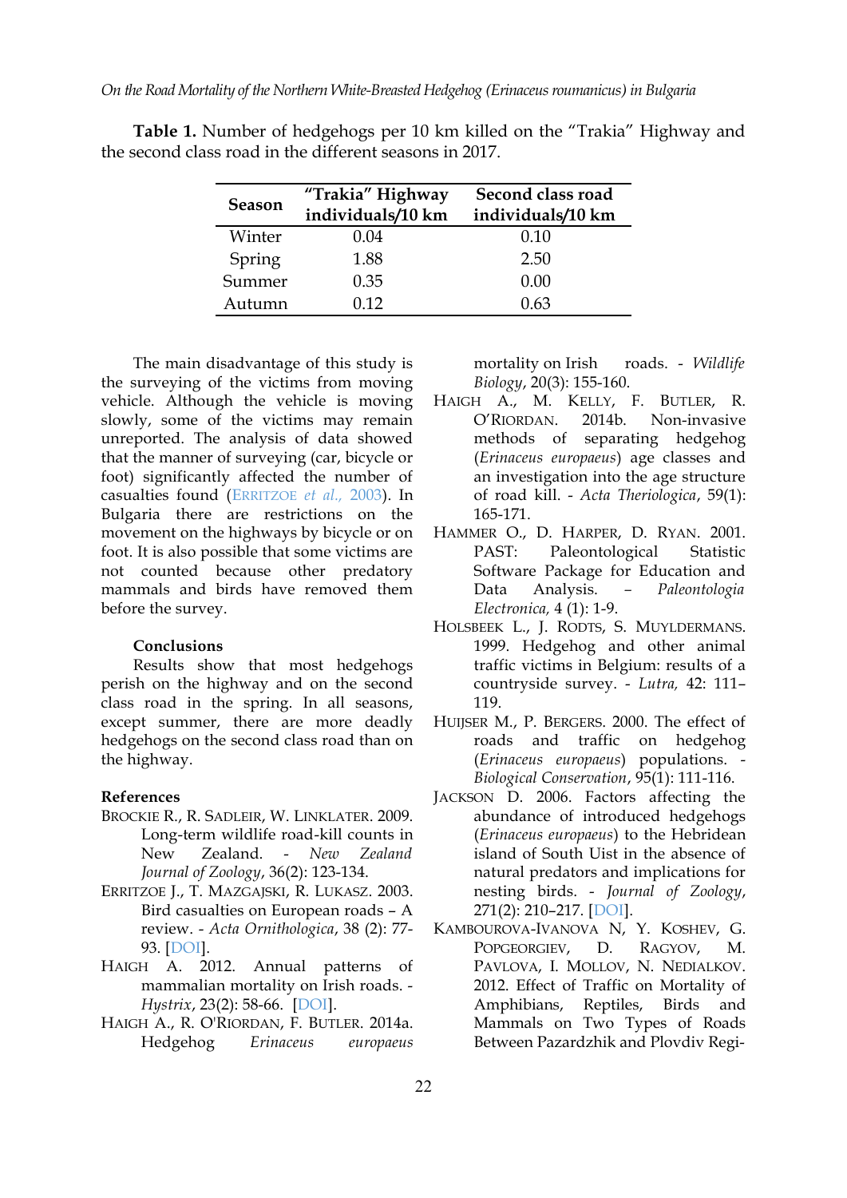**Table 1.** Number of hedgehogs per 10 km killed on the "Trakia" Highway and the second class road in the different seasons in 2017.

| Season | "Trakia" Highway individuals/10 km | Second class road individuals/10 km |
|---|---|---|
| Winter | 0.04 | 0.10 |
| Spring | 1.88 | 2.50 |
| Summer | 0.35 | 0.00 |
| Autumn | 0.12 | 0.63 |

The main disadvantage of this study is the surveying of the victims from moving vehicle. Although the vehicle is moving slowly, some of the victims may remain unreported. The analysis of data showed that the manner of surveying (car, bicycle or foot) significantly affected the number of casualties found (ERRITZOE *et al.*, 2003). In Bulgaria there are restrictions on the movement on the highways by bicycle or on foot. It is also possible that some victims are not counted because other predatory mammals and birds have removed them before the survey.

## Conclusions

Results show that most hedgehogs perish on the highway and on the second class road in the spring. In all seasons, except summer, there are more deadly hedgehogs on the second class road than on the highway.

## References

BROCKIE R., R. SADLEIR, W. LINKLATER. 2009. Long-term wildlife road-kill counts in New Zealand. - *New Zealand Journal of Zoology*, 36(2): 123-134.

ERRITZOE J., T. MAZGAJSKI, R. LUKASZ. 2003. Bird casualties on European roads – A review. - *Acta Ornithologica*, 38 (2): 77-93. [DOI].

HAIGH A. 2012. Annual patterns of mammalian mortality on Irish roads. - *Hystrix*, 23(2): 58-66. [DOI].

HAIGH A., R. O'RIORDAN, F. BUTLER. 2014a. Hedgehog *Erinaceus europaeus* mortality on Irish roads. - *Wildlife Biology*, 20(3): 155-160.

HAIGH A., M. KELLY, F. BUTLER, R. O'RIORDAN. 2014b. Non-invasive methods of separating hedgehog (*Erinaceus europaeus*) age classes and an investigation into the age structure of road kill. - *Acta Theriologica*, 59(1): 165-171.

HAMMER O., D. HARPER, D. RYAN. 2001. PAST: Paleontological Statistic Software Package for Education and Data Analysis. – *Paleontologia Electronica,* 4 (1): 1-9.

HOLSBEEK L., J. RODTS, S. MUYLDERMANS. 1999. Hedgehog and other animal traffic victims in Belgium: results of a countryside survey. - *Lutra,* 42: 111–119.

HUIJSER M., P. BERGERS. 2000. The effect of roads and traffic on hedgehog (*Erinaceus europaeus*) populations. - *Biological Conservation*, 95(1): 111-116.

JACKSON D. 2006. Factors affecting the abundance of introduced hedgehogs (*Erinaceus europaeus*) to the Hebridean island of South Uist in the absence of natural predators and implications for nesting birds. - *Journal of Zoology*, 271(2): 210–217. [DOI].

KAMBOUROVA-IVANOVA N, Y. KOSHEV, G. POPGEORGIEV, D. RAGYOV, M. PAVLOVA, I. MOLLOV, N. NEDIALKOV. 2012. Effect of Traffic on Mortality of Amphibians, Reptiles, Birds and Mammals on Two Types of Roads Between Pazardzhik and Plovdiv Regi-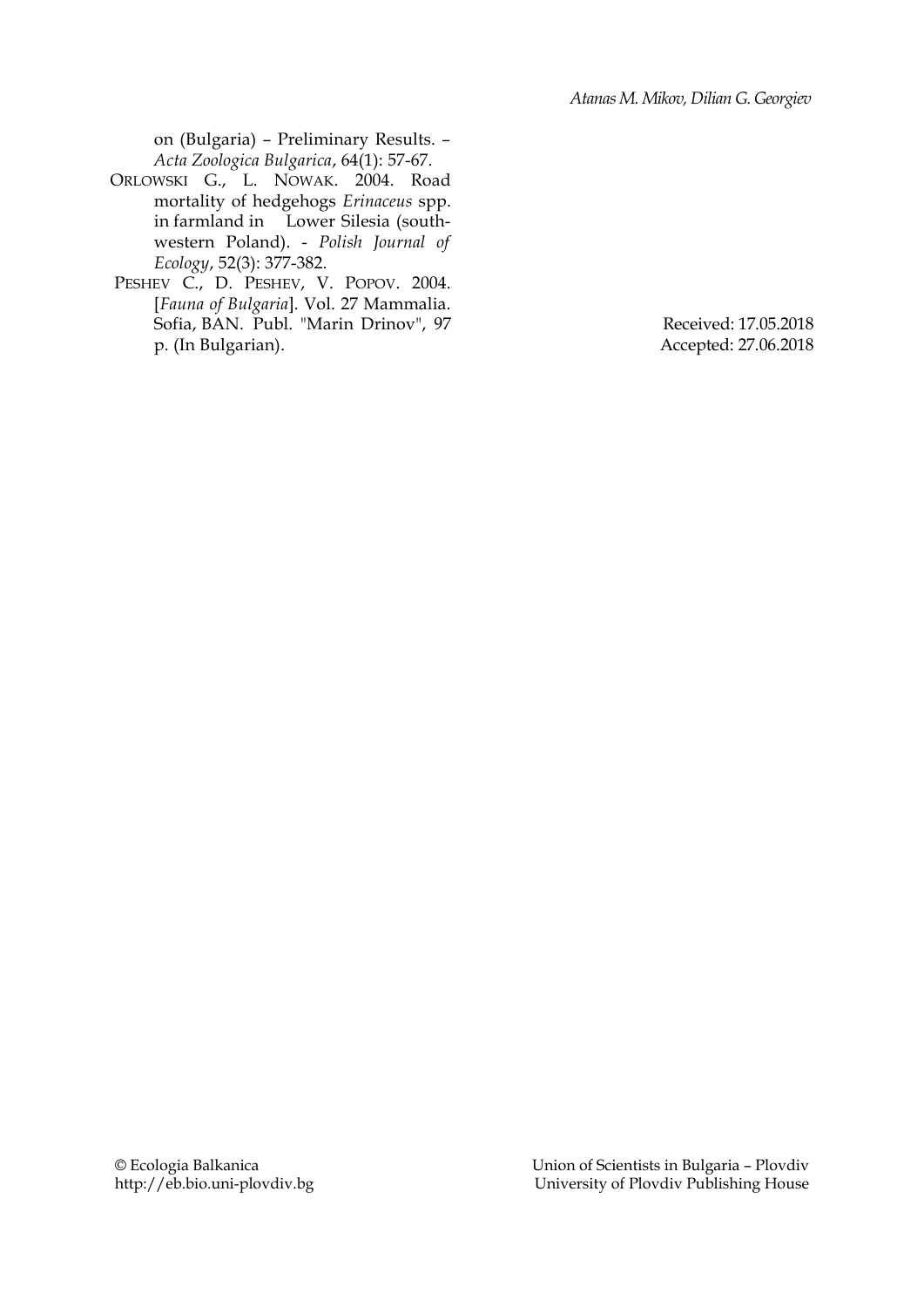on (Bulgaria) – Preliminary Results. – *Acta Zoologica Bulgarica*, 64(1): 57-67.

ORLOWSKI G., L. NOWAK. 2004. Road mortality of hedgehogs *Erinaceus* spp. in farmland in Lower Silesia (south-western Poland). - *Polish Journal of Ecology*, 52(3): 377-382.

PESHEV C., D. PESHEV, V. POPOV. 2004. [*Fauna of Bulgaria*]. Vol. 27 Mammalia. Sofia, BAN. Publ. "Marin Drinov", 97 p. (In Bulgarian).

Received: 17.05.2018
Accepted: 27.06.2018